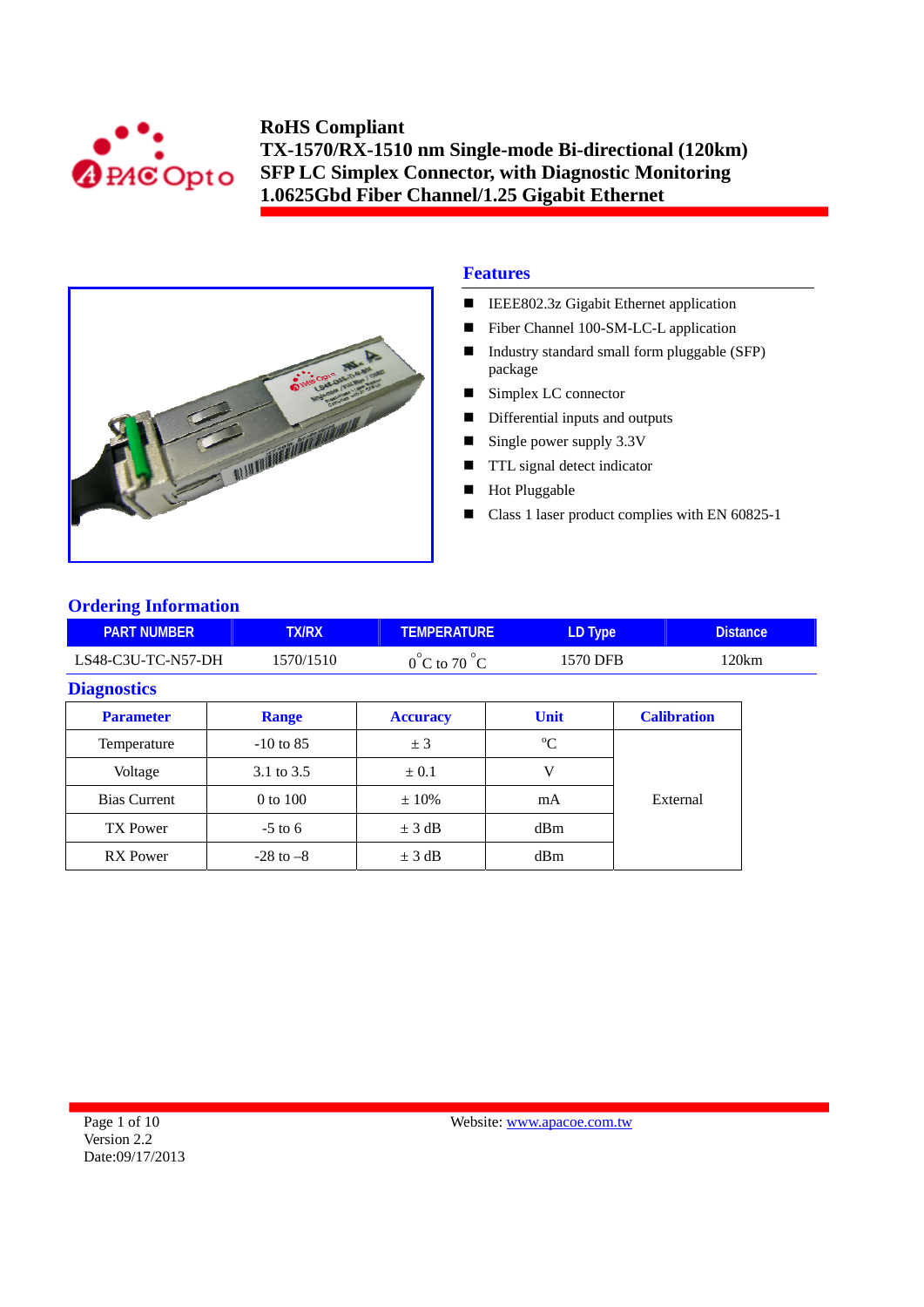# RoHS Compliant
# TX-1570/RX-1510 nm Single-mode Bi-directional (120km)
# SFP LC Simplex Connector, with Diagnostic Monitoring
# 1.0625Gbd Fiber Channel/1.25 Gigabit Ethernet

## Features

- IEEE802.3z Gigabit Ethernet application
- Fiber Channel 100-SM-LC-L application
- Industry standard small form pluggable (SFP) package
- Simplex LC connector
- Differential inputs and outputs
- Single power supply 3.3V
- TTL signal detect indicator
- Hot Pluggable
- Class 1 laser product complies with EN 60825-1

## Ordering Information

| PART NUMBER | TX/RX | TEMPERATURE | LD Type | Distance |
|---|---|---|---|---|
| LS48-C3U-TC-N57-DH | 1570/1510 | 0°C to 70 °C | 1570 DFB | 120km |

## Diagnostics

| Parameter | Range | Accuracy | Unit | Calibration |
|---|---|---|---|---|
| Temperature | -10 to 85 | ± 3 | °C | External |
| Voltage | 3.1 to 3.5 | ± 0.1 | V | |
| Bias Current | 0 to 100 | ± 10% | mA | |
| TX Power | -5 to 6 | ± 3 dB | dBm | |
| RX Power | -28 to –8 | ± 3 dB | dBm | |

Version 2.2
Date:09/17/2013

Website: www.apacoe.com.tw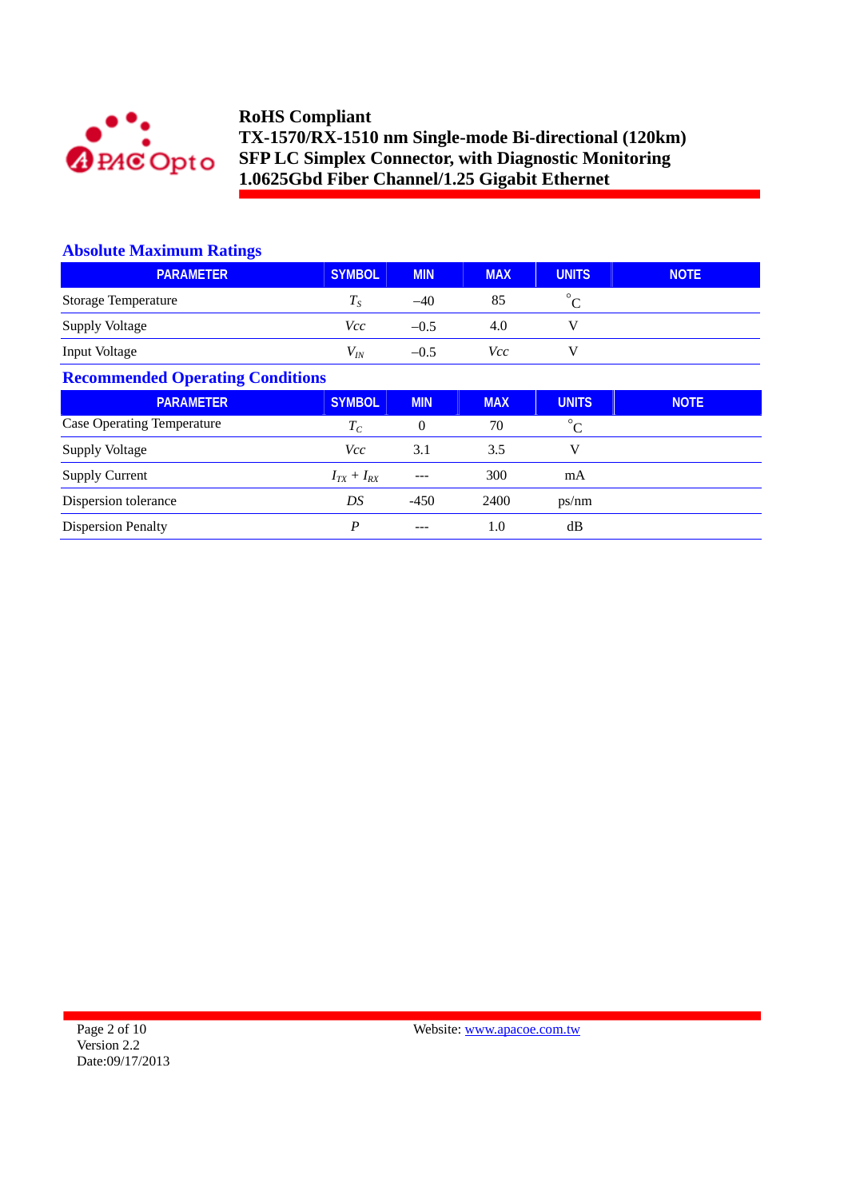## Absolute Maximum Ratings

| PARAMETER | SYMBOL | MIN | MAX | UNITS | NOTE |
|---|---|---|---|---|---|
| Storage Temperature | $T_S$ | –40 | 85 | °C | |
| Supply Voltage | $Vcc$ | –0.5 | 4.0 | V | |
| Input Voltage | $V_{IN}$ | –0.5 | $Vcc$ | V | |

## Recommended Operating Conditions

| PARAMETER | SYMBOL | MIN | MAX | UNITS | NOTE |
|---|---|---|---|---|---|
| Case Operating Temperature | $T_C$ | 0 | 70 | °C | |
| Supply Voltage | $Vcc$ | 3.1 | 3.5 | V | |
| Supply Current | $I_{TX} + I_{RX}$ | --- | 300 | mA | |
| Dispersion tolerance | $DS$ | -450 | 2400 | ps/nm | |
| Dispersion Penalty | $P$ | --- | 1.0 | dB | |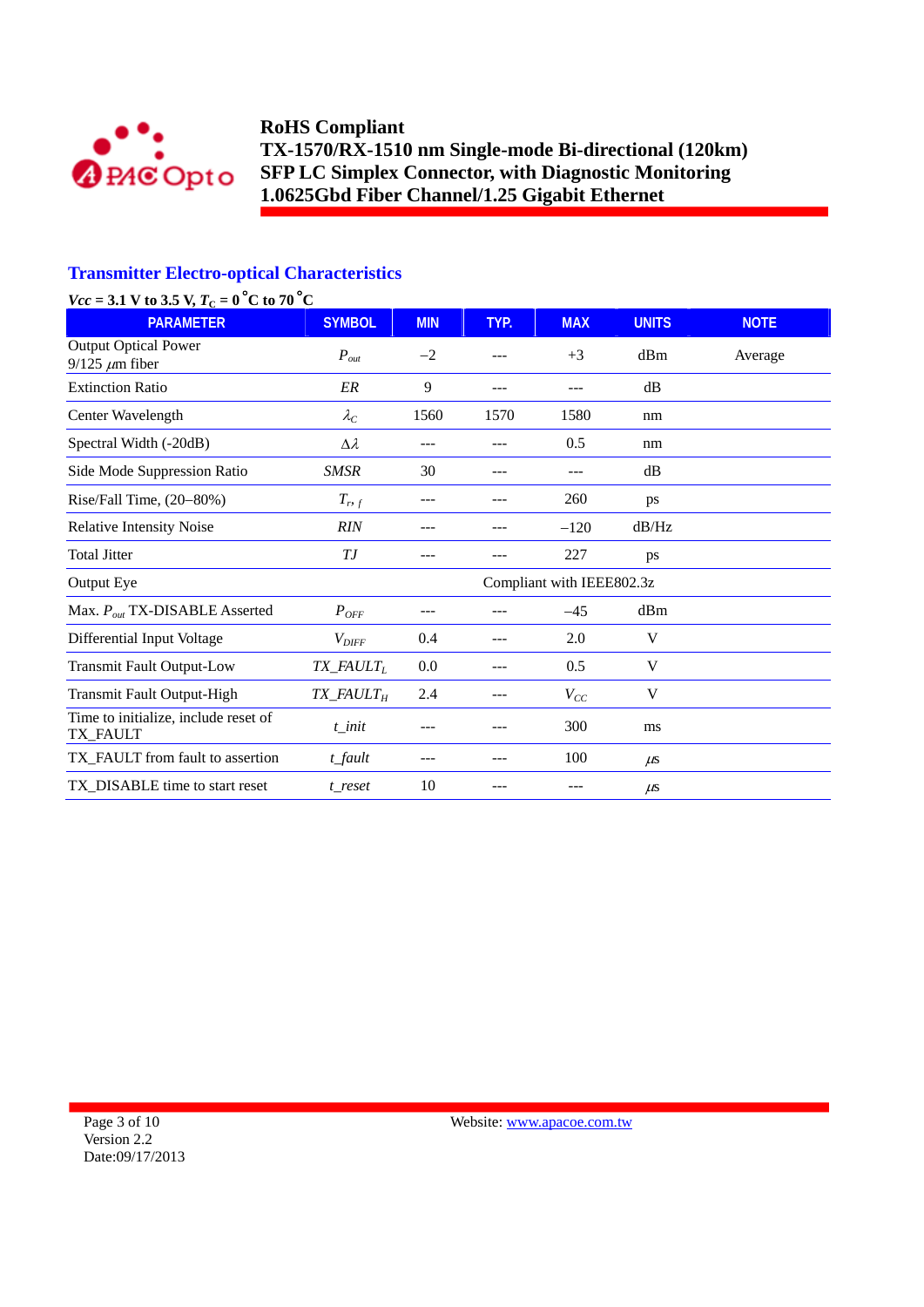## Transmitter Electro-optical Characteristics

***Vcc* = 3.1 V to 3.5 V, $T_C$ = 0 °C to 70 °C**

| PARAMETER | SYMBOL | MIN | TYP. | MAX | UNITS | NOTE |
|---|---|---|---|---|---|---|
| Output Optical Power 9/125 $\mu$m fiber | $P_{out}$ | −2 | --- | +3 | dBm | Average |
| Extinction Ratio | *ER* | 9 | --- | --- | dB | |
| Center Wavelength | $\lambda_C$ | 1560 | 1570 | 1580 | nm | |
| Spectral Width (-20dB) | $\Delta\lambda$ | --- | --- | 0.5 | nm | |
| Side Mode Suppression Ratio | *SMSR* | 30 | --- | --- | dB | |
| Rise/Fall Time, (20–80%) | $T_{r,f}$ | --- | --- | 260 | ps | |
| Relative Intensity Noise | *RIN* | --- | --- | −120 | dB/Hz | |
| Total Jitter | *TJ* | --- | --- | 227 | ps | |
| Output Eye | | Compliant with IEEE802.3z | | | | |
| Max. $P_{out}$ TX-DISABLE Asserted | $P_{OFF}$ | --- | --- | −45 | dBm | |
| Differential Input Voltage | $V_{DIFF}$ | 0.4 | --- | 2.0 | V | |
| Transmit Fault Output-Low | $TX\_FAULT_L$ | 0.0 | --- | 0.5 | V | |
| Transmit Fault Output-High | $TX\_FAULT_H$ | 2.4 | --- | $V_{CC}$ | V | |
| Time to initialize, include reset of TX_FAULT | *t_init* | --- | --- | 300 | ms | |
| TX_FAULT from fault to assertion | *t_fault* | --- | --- | 100 | $\mu$s | |
| TX_DISABLE time to start reset | *t_reset* | 10 | --- | --- | $\mu$s | |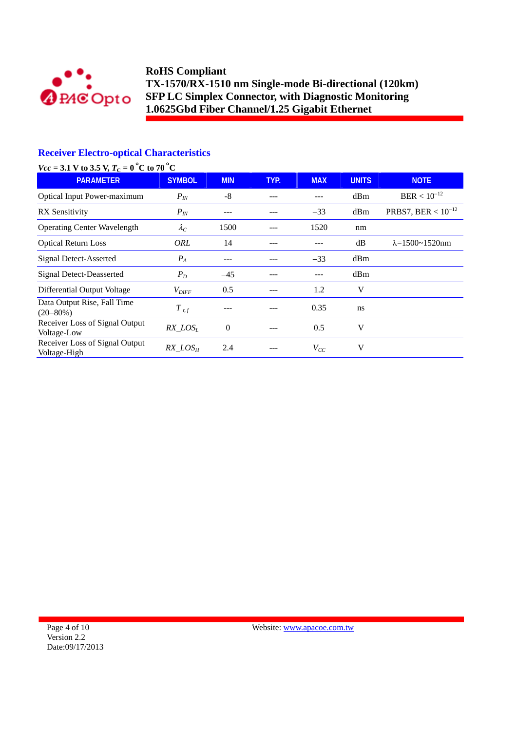## Receiver Electro-optical Characteristics

***Vcc*** **= 3.1 V to 3.5 V,** $T_C$ **= 0°C to 70°C**

| PARAMETER | SYMBOL | MIN | TYP. | MAX | UNITS | NOTE |
|---|---|---|---|---|---|---|
| Optical Input Power-maximum | $P_{IN}$ | -8 | --- | --- | dBm | BER < $10^{-12}$ |
| RX Sensitivity | $P_{IN}$ | --- | --- | −33 | dBm | PRBS7, BER < $10^{-12}$ |
| Operating Center Wavelength | $\lambda_C$ | 1500 | --- | 1520 | nm | |
| Optical Return Loss | *ORL* | 14 | --- | --- | dB | λ=1500~1520nm |
| Signal Detect-Asserted | $P_A$ | --- | --- | −33 | dBm | |
| Signal Detect-Deasserted | $P_D$ | −45 | --- | --- | dBm | |
| Differential Output Voltage | $V_{DIFF}$ | 0.5 | --- | 1.2 | V | |
| Data Output Rise, Fall Time (20–80%) | $T_{r,f}$ | --- | --- | 0.35 | ns | |
| Receiver Loss of Signal Output Voltage-Low | $RX\_LOS_L$ | 0 | --- | 0.5 | V | |
| Receiver Loss of Signal Output Voltage-High | $RX\_LOS_H$ | 2.4 | --- | $V_{CC}$ | V | |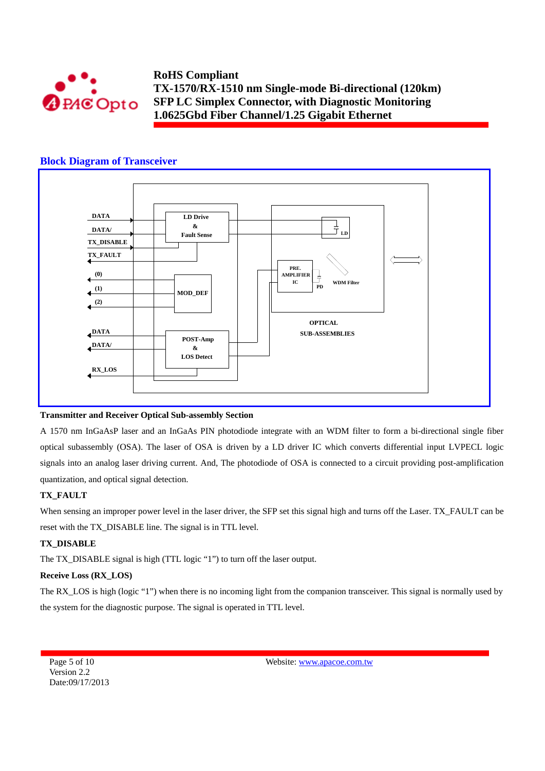## Block Diagram of Transceiver

DATA

DATA/

TX_DISABLE

TX_FAULT

(0)

(1)

(2)

DATA

DATA/

RX_LOS

LD Drive & Fault Sense

MOD_DEF

POST-Amp & LOS Detect

LD

PRE. AMPLIFIER IC

PD

WDM Filter

OPTICAL SUB-ASSEMBLIES

**Transmitter and Receiver Optical Sub-assembly Section**

A 1570 nm InGaAsP laser and an InGaAs PIN photodiode integrate with an WDM filter to form a bi-directional single fiber optical subassembly (OSA). The laser of OSA is driven by a LD driver IC which converts differential input LVPECL logic signals into an analog laser driving current. And, The photodiode of OSA is connected to a circuit providing post-amplification quantization, and optical signal detection.

**TX_FAULT**

When sensing an improper power level in the laser driver, the SFP set this signal high and turns off the Laser. TX_FAULT can be reset with the TX_DISABLE line. The signal is in TTL level.

**TX_DISABLE**

The TX_DISABLE signal is high (TTL logic "1") to turn off the laser output.

**Receive Loss (RX_LOS)**

The RX_LOS is high (logic "1") when there is no incoming light from the companion transceiver. This signal is normally used by the system for the diagnostic purpose. The signal is operated in TTL level.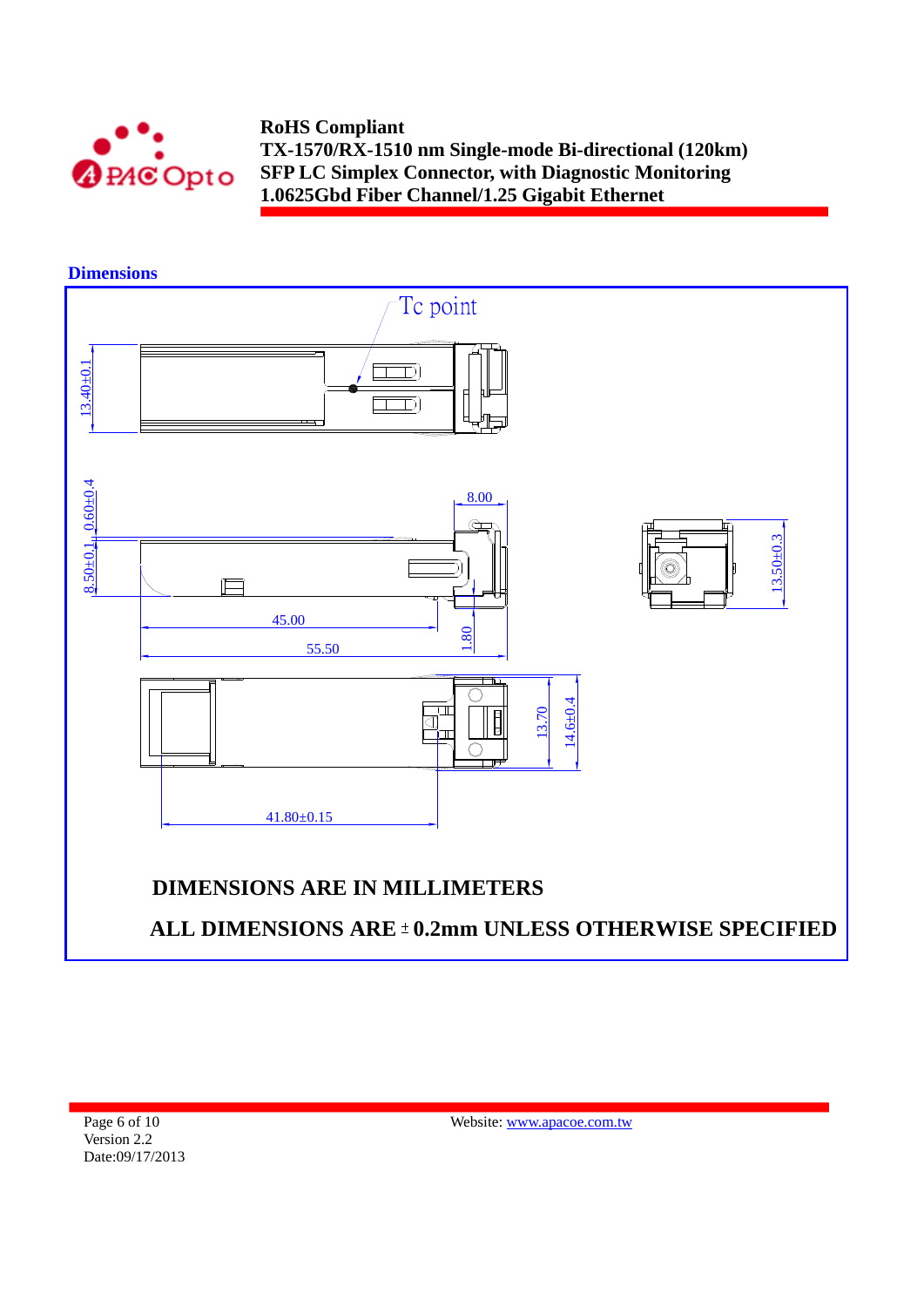## Dimensions

Tc point

13.40±0.1

0.60±0.4

8.50±0.1

8.00

45.00

55.50

1.80

13.50±0.3

13.70

14.6±0.4

41.80±0.15

**DIMENSIONS ARE IN MILLIMETERS**

**ALL DIMENSIONS ARE ± 0.2mm UNLESS OTHERWISE SPECIFIED**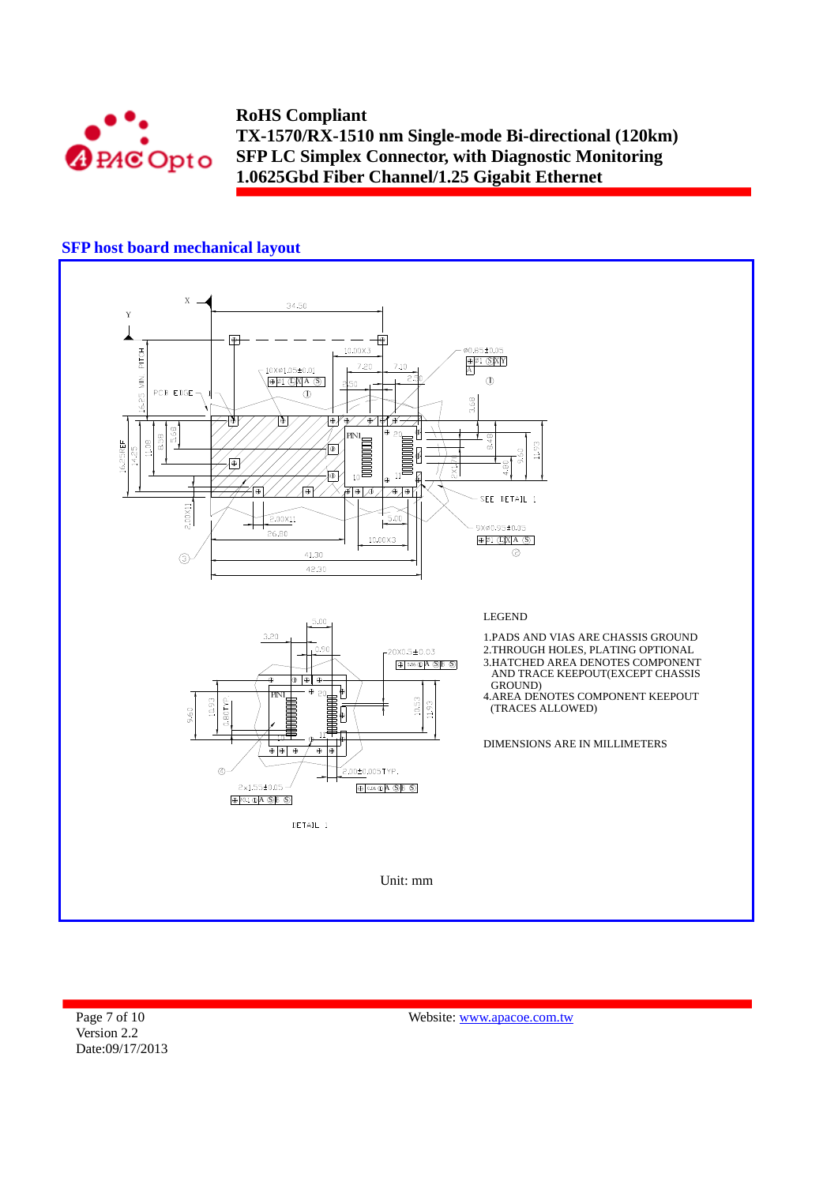## SFP host board mechanical layout

LEGEND

1. PADS AND VIAS ARE CHASSIS GROUND
2. THROUGH HOLES, PLATING OPTIONAL
3. HATCHED AREA DENOTES COMPONENT AND TRACE KEEPOUT(EXCEPT CHASSIS GROUND)
4. AREA DENOTES COMPONENT KEEPOUT (TRACES ALLOWED)

DIMENSIONS ARE IN MILLIMETERS

DETAIL 1

Unit: mm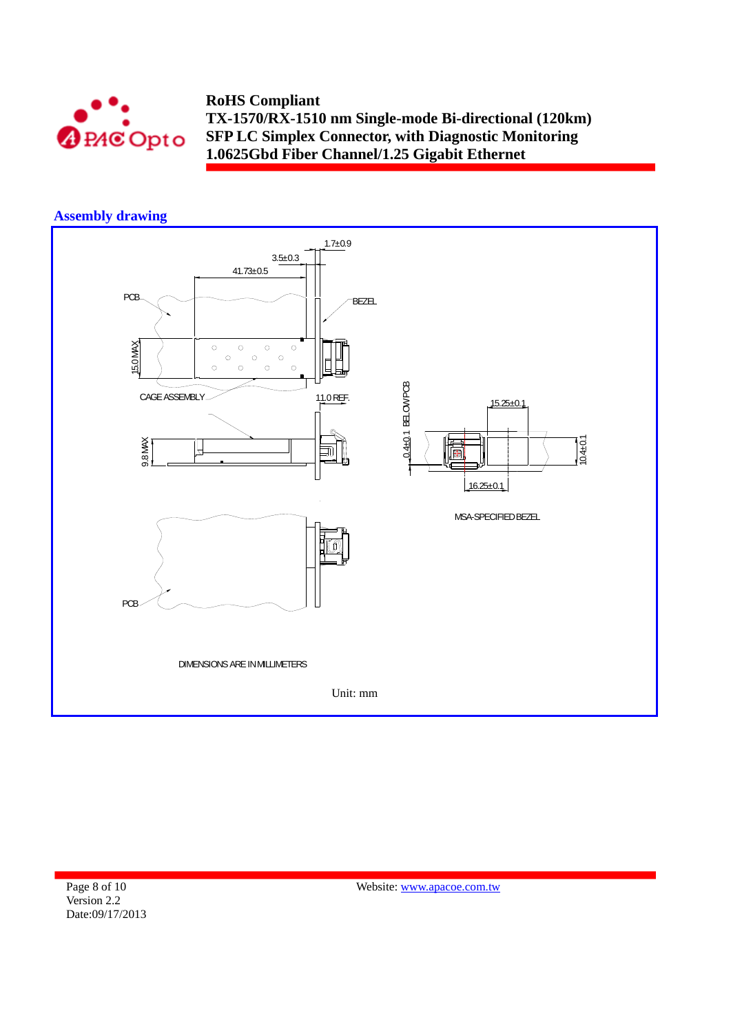## Assembly drawing

1.7±0.9

3.5±0.3

41.73±0.5

PCB

BEZEL

15.0 MAX

CAGE ASSEMBLY

11.0 REF.

0.4±0.1 BELOW PCB

15.25±0.1

9.8 MAX

10.4±0.1

16.25±0.1

MSA-SPECIFIED BEZEL

PCB

DIMENSIONS ARE IN MILLIMETERS

Unit: mm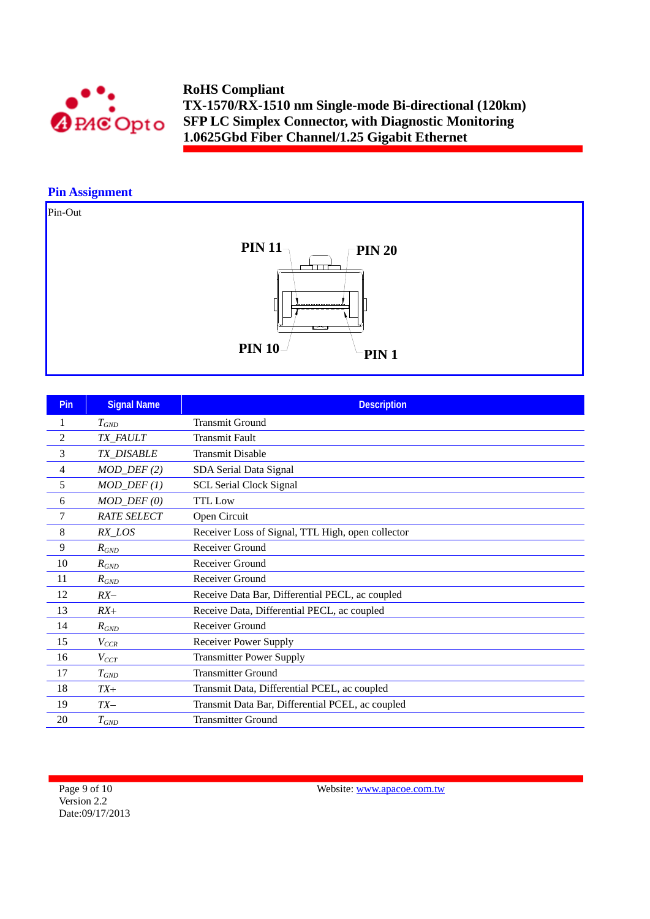## Pin Assignment

Pin-Out

PIN 11 PIN 20

PIN 10 PIN 1

| Pin | Signal Name | Description |
|---|---|---|
| 1 | $T_{GND}$ | Transmit Ground |
| 2 | *TX_FAULT* | Transmit Fault |
| 3 | *TX_DISABLE* | Transmit Disable |
| 4 | *MOD_DEF (2)* | SDA Serial Data Signal |
| 5 | *MOD_DEF (1)* | SCL Serial Clock Signal |
| 6 | *MOD_DEF (0)* | TTL Low |
| 7 | *RATE SELECT* | Open Circuit |
| 8 | *RX_LOS* | Receiver Loss of Signal, TTL High, open collector |
| 9 | $R_{GND}$ | Receiver Ground |
| 10 | $R_{GND}$ | Receiver Ground |
| 11 | $R_{GND}$ | Receiver Ground |
| 12 | *RX–* | Receive Data Bar, Differential PECL, ac coupled |
| 13 | *RX+* | Receive Data, Differential PECL, ac coupled |
| 14 | $R_{GND}$ | Receiver Ground |
| 15 | $V_{CCR}$ | Receiver Power Supply |
| 16 | $V_{CCT}$ | Transmitter Power Supply |
| 17 | $T_{GND}$ | Transmitter Ground |
| 18 | *TX+* | Transmit Data, Differential PCEL, ac coupled |
| 19 | *TX–* | Transmit Data Bar, Differential PCEL, ac coupled |
| 20 | $T_{GND}$ | Transmitter Ground |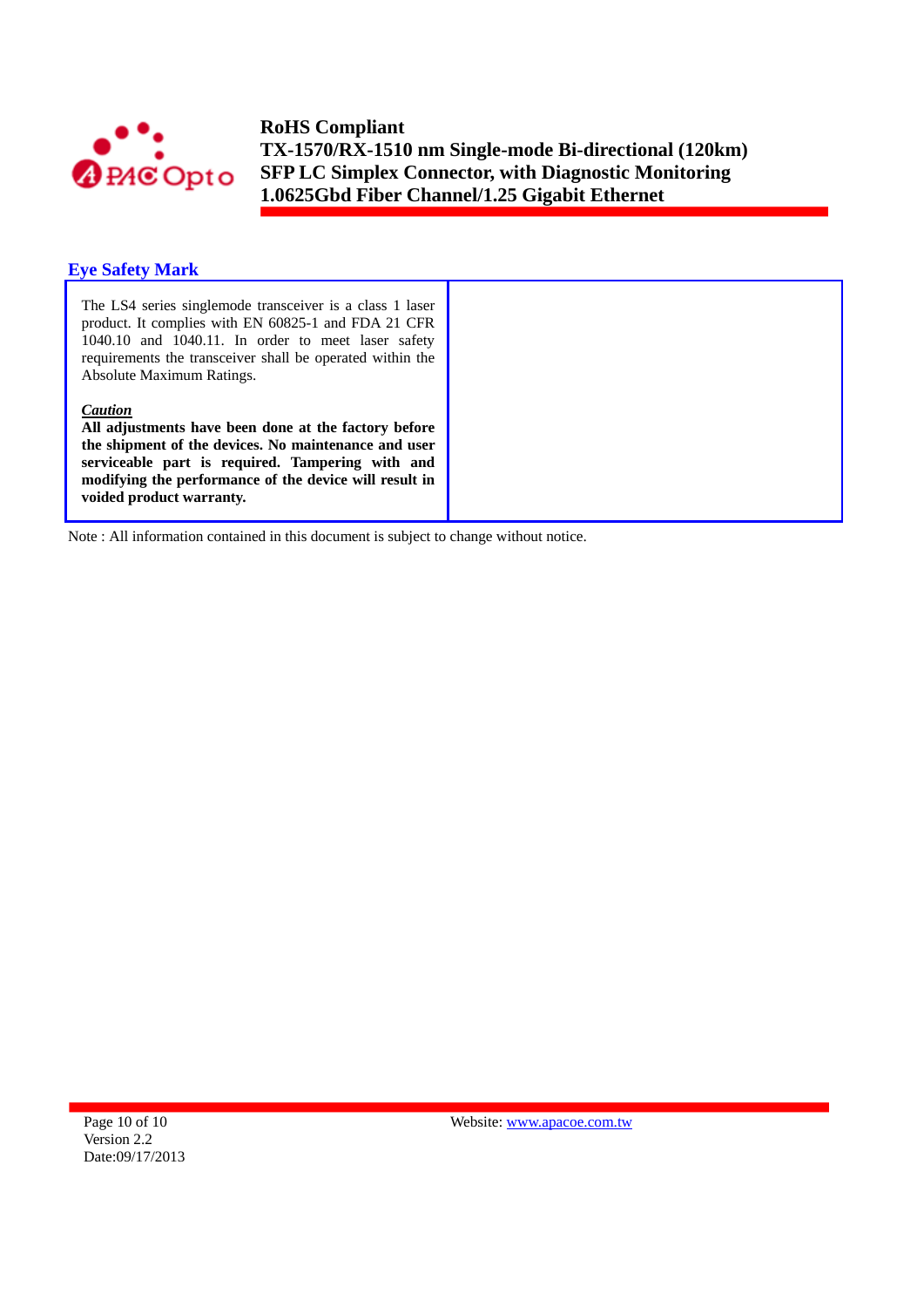## Eye Safety Mark

| | |
|---|---|
| The LS4 series singlemode transceiver is a class 1 laser product. It complies with EN 60825-1 and FDA 21 CFR 1040.10 and 1040.11. In order to meet laser safety requirements the transceiver shall be operated within the Absolute Maximum Ratings.<br><br>***Caution***<br>**All adjustments have been done at the factory before the shipment of the devices. No maintenance and user serviceable part is required. Tampering with and modifying the performance of the device will result in voided product warranty.** | |

Note : All information contained in this document is subject to change without notice.